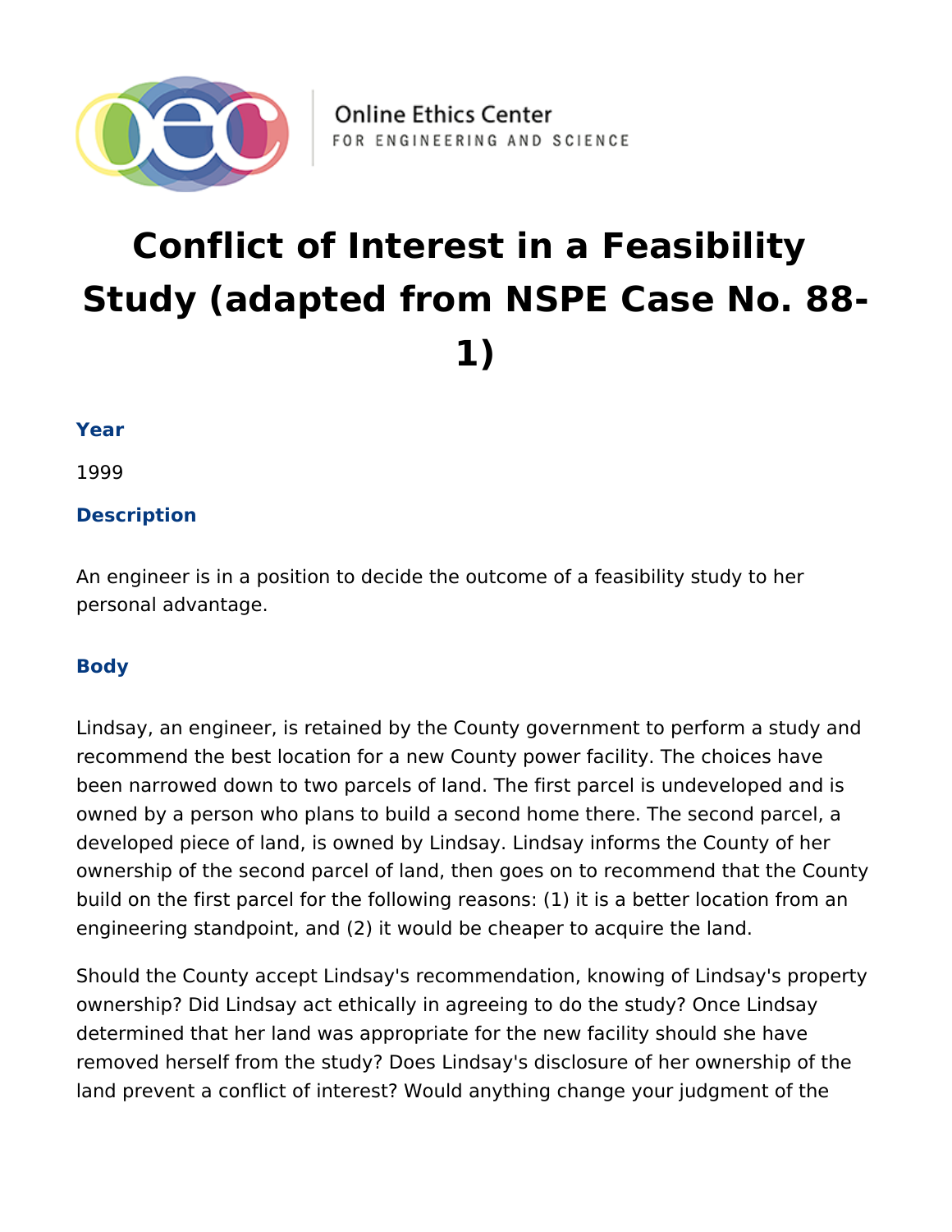Online Ethics Center
FOR ENGINEERING AND SCIENCE

# Conflict of Interest in a Feasibility Study (adapted from NSPE Case No. 88-1)

### Year

1999

### Description

An engineer is in a position to decide the outcome of a feasibility study to her personal advantage.

### Body

Lindsay, an engineer, is retained by the County government to perform a study and recommend the best location for a new County power facility. The choices have been narrowed down to two parcels of land. The first parcel is undeveloped and is owned by a person who plans to build a second home there. The second parcel, a developed piece of land, is owned by Lindsay. Lindsay informs the County of her ownership of the second parcel of land, then goes on to recommend that the County build on the first parcel for the following reasons: (1) it is a better location from an engineering standpoint, and (2) it would be cheaper to acquire the land.

Should the County accept Lindsay's recommendation, knowing of Lindsay's property ownership? Did Lindsay act ethically in agreeing to do the study? Once Lindsay determined that her land was appropriate for the new facility should she have removed herself from the study? Does Lindsay's disclosure of her ownership of the land prevent a conflict of interest? Would anything change your judgment of the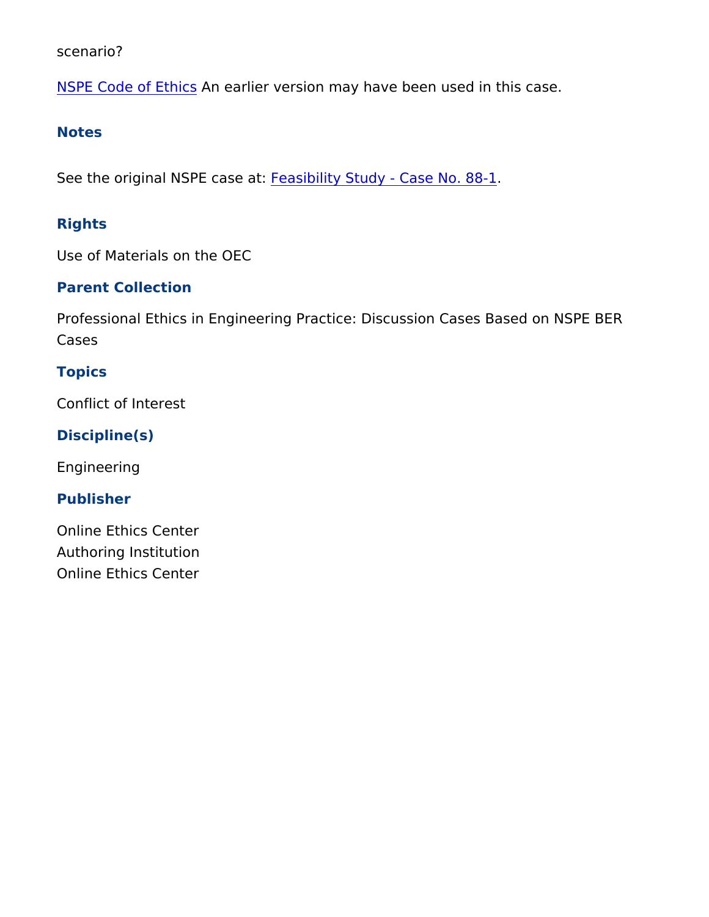scenario?

NSPE Code of Ethics An earlier version may have been used in this case.

### Notes

See the original NSPE case at: Feasibility Study - Case No. 88-1.

### Rights

Use of Materials on the OEC

### Parent Collection

Professional Ethics in Engineering Practice: Discussion Cases Based on NSPE BER Cases

### Topics

Conflict of Interest

### Discipline(s)

Engineering

### Publisher

Online Ethics Center
Authoring Institution
Online Ethics Center